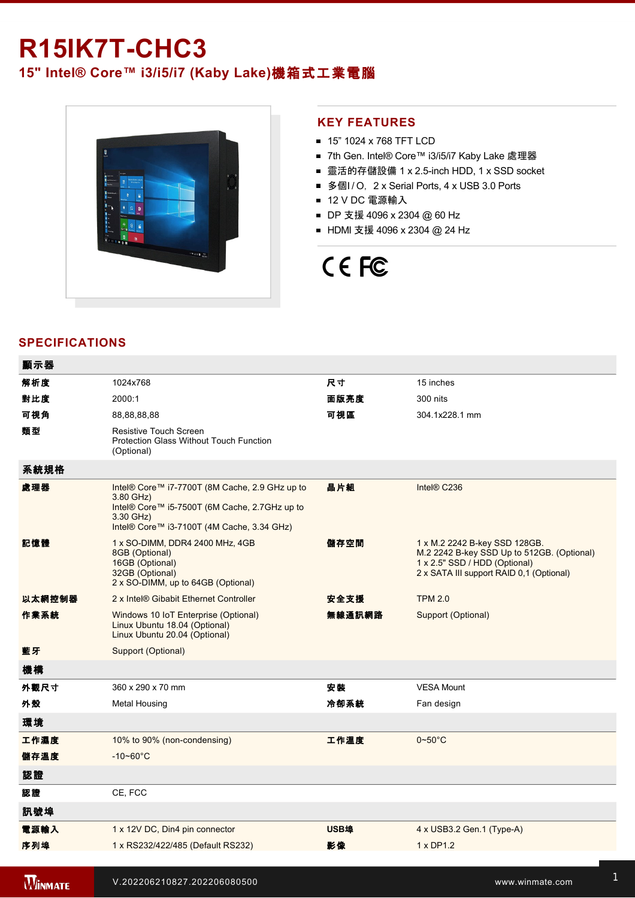# R15IK7T-CHC3

## 15" Intel® Core™ i3/i5/i7 (Kaby Lake)機箱式工業電腦

## KEY FEATURES

- 15" 1024 x 768 TFT LCD
- 7th Gen. Intel® Core™ i3/i5/i7 Kaby Lake 處理器
- 靈活的存儲設備 1 x 2.5-inch HDD, 1 x SSD socket
- 多個I / O，2 x Serial Ports, 4 x USB 3.0 Ports
- 12 V DC 電源輸入
- DP 支援 4096 x 2304 @ 60 Hz
- HDMI 支援 4096 x 2304 @ 24 Hz

## SPECIFICATIONS

| 顯示器 | | | |
|---|---|---|---|
| 解析度 | 1024x768 | 尺寸 | 15 inches |
| 對比度 | 2000:1 | 面版亮度 | 300 nits |
| 可視角 | 88,88,88,88 | 可視區 | 304.1x228.1 mm |
| 類型 | Resistive Touch Screen<br>Protection Glass Without Touch Function (Optional) | | |
| **系統規格** | | | |
| 處理器 | Intel® Core™ i7-7700T (8M Cache, 2.9 GHz up to 3.80 GHz)<br>Intel® Core™ i5-7500T (6M Cache, 2.7GHz up to 3.30 GHz)<br>Intel® Core™ i3-7100T (4M Cache, 3.34 GHz) | 晶片組 | Intel® C236 |
| 記憶體 | 1 x SO-DIMM, DDR4 2400 MHz, 4GB<br>8GB (Optional)<br>16GB (Optional)<br>32GB (Optional)<br>2 x SO-DIMM, up to 64GB (Optional) | 儲存空間 | 1 x M.2 2242 B-key SSD 128GB.<br>M.2 2242 B-key SSD Up to 512GB. (Optional)<br>1 x 2.5" SSD / HDD (Optional)<br>2 x SATA III support RAID 0,1 (Optional) |
| 以太網控制器 | 2 x Intel® Gibabit Ethernet Controller | 安全支援 | TPM 2.0 |
| 作業系統 | Windows 10 IoT Enterprise (Optional)<br>Linux Ubuntu 18.04 (Optional)<br>Linux Ubuntu 20.04 (Optional) | 無線通訊網路 | Support (Optional) |
| 藍牙 | Support (Optional) | | |
| **機構** | | | |
| 外觀尺寸 | 360 x 290 x 70 mm | 安裝 | VESA Mount |
| 外殼 | Metal Housing | 冷卻系統 | Fan design |
| **環境** | | | |
| 工作濕度 | 10% to 90% (non-condensing) | 工作溫度 | 0~50°C |
| 儲存溫度 | -10~60°C | | |
| **認證** | | | |
| 認證 | CE, FCC | | |
| **訊號埠** | | | |
| 電源輸入 | 1 x 12V DC, Din4 pin connector | USB埠 | 4 x USB3.2 Gen.1 (Type-A) |
| 序列埠 | 1 x RS232/422/485 (Default RS232) | 影像 | 1 x DP1.2 |

V.202206210827.202206080500

www.winmate.com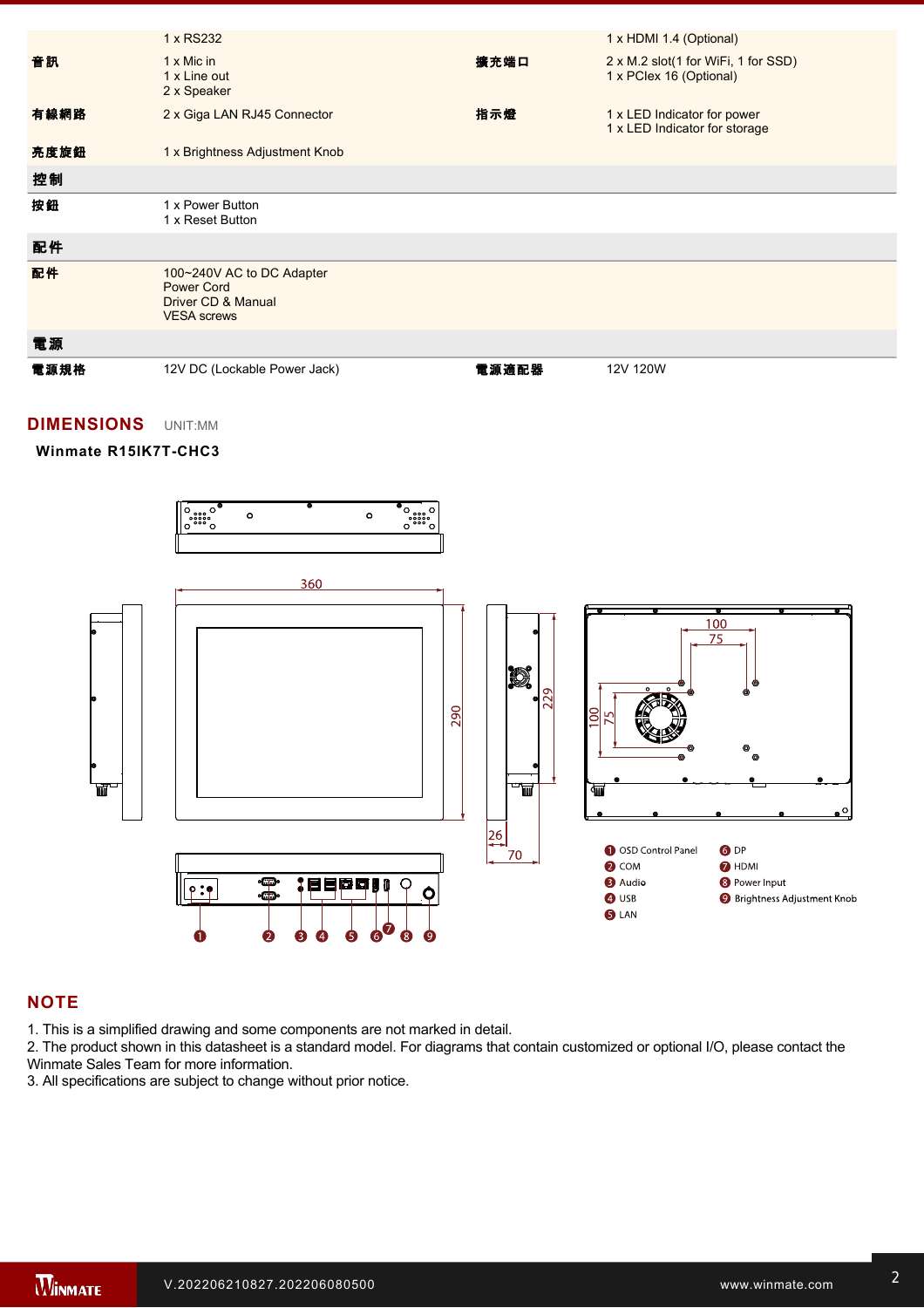| | | | |
|---|---|---|---|
| | 1 x RS232 | | 1 x HDMI 1.4 (Optional) |
| 音訊 | 1 x Mic in<br>1 x Line out<br>2 x Speaker | 擴充端口 | 2 x M.2 slot(1 for WiFi, 1 for SSD)<br>1 x PCIex 16 (Optional) |
| 有線網路 | 2 x Giga LAN RJ45 Connector | 指示燈 | 1 x LED Indicator for power<br>1 x LED Indicator for storage |
| 亮度旋鈕 | 1 x Brightness Adjustment Knob | | |
| **控制** | | | |
| 按鈕 | 1 x Power Button<br>1 x Reset Button | | |
| **配件** | | | |
| 配件 | 100~240V AC to DC Adapter<br>Power Cord<br>Driver CD & Manual<br>VESA screws | | |
| **電源** | | | |
| 電源規格 | 12V DC (Lockable Power Jack) | 電源適配器 | 12V 120W |

## DIMENSIONS UNIT:MM

**Winmate R15IK7T-CHC3**

360
290
229
100
75
100
75
26
70

1 OSD Control Panel
2 COM
3 Audio
4 USB
5 LAN
6 DP
7 HDMI
8 Power Input
9 Brightness Adjustment Knob

## NOTE

1. This is a simplified drawing and some components are not marked in detail.
2. The product shown in this datasheet is a standard model. For diagrams that contain customized or optional I/O, please contact the Winmate Sales Team for more information.
3. All specifications are subject to change without prior notice.